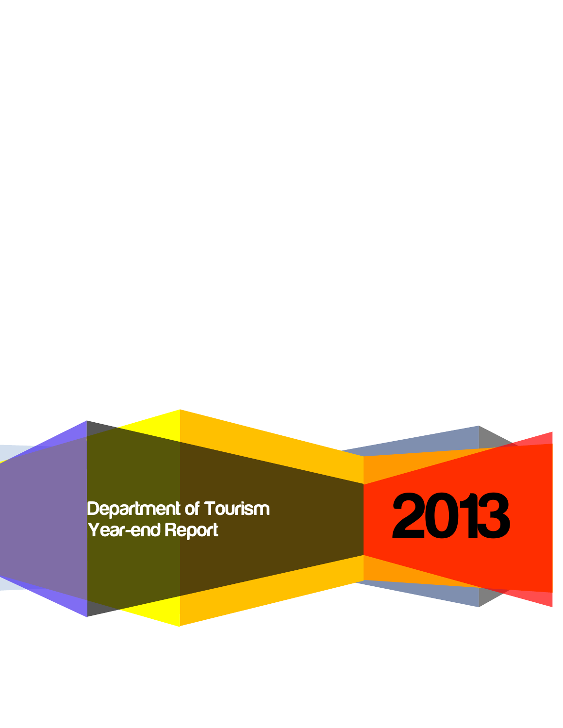# Department of Tourism Year-end Report

# 2013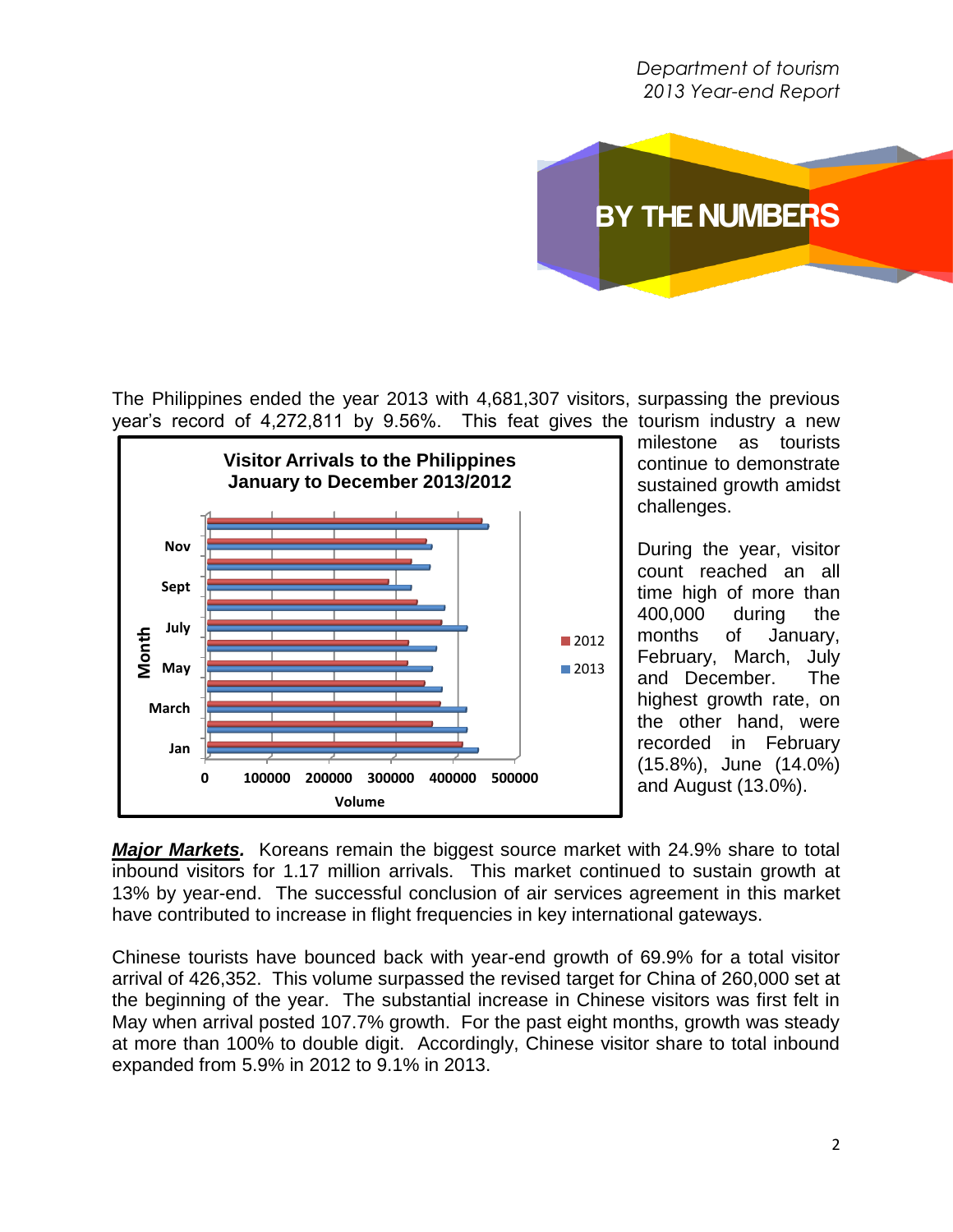# BY THE NUMBERS

The Philippines ended the year 2013 with 4,681,307 visitors, surpassing the previous year's record of 4,272,811 by 9.56%. This feat gives the tourism industry a new milestone as tourists continue to demonstrate sustained growth amidst challenges.

**Visitor Arrivals to the Philippines January to December 2013/2012**

During the year, visitor count reached an all time high of more than 400,000 during the months of January, February, March, July and December. The highest growth rate, on the other hand, were recorded in February (15.8%), June (14.0%) and August (13.0%).

***Major Markets.*** Koreans remain the biggest source market with 24.9% share to total inbound visitors for 1.17 million arrivals. This market continued to sustain growth at 13% by year-end. The successful conclusion of air services agreement in this market have contributed to increase in flight frequencies in key international gateways.

Chinese tourists have bounced back with year-end growth of 69.9% for a total visitor arrival of 426,352. This volume surpassed the revised target for China of 260,000 set at the beginning of the year. The substantial increase in Chinese visitors was first felt in May when arrival posted 107.7% growth. For the past eight months, growth was steady at more than 100% to double digit. Accordingly, Chinese visitor share to total inbound expanded from 5.9% in 2012 to 9.1% in 2013.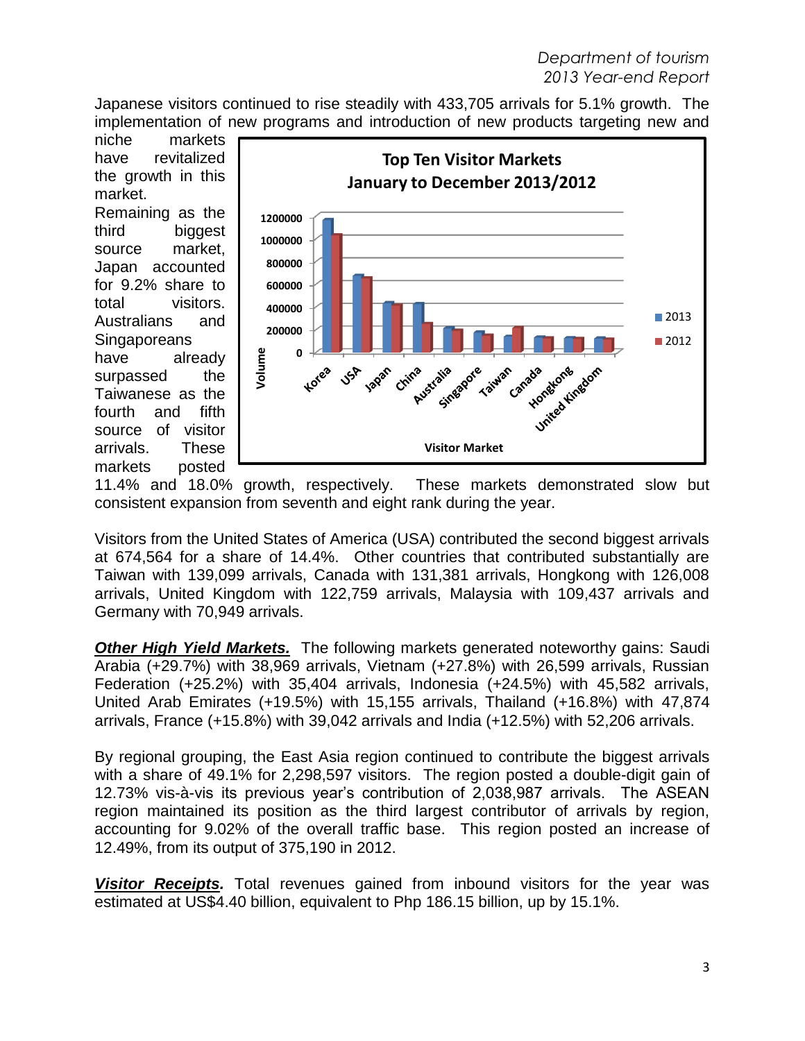Japanese visitors continued to rise steadily with 433,705 arrivals for 5.1% growth. The implementation of new programs and introduction of new products targeting new and niche markets have revitalized the growth in this market.

Remaining as the third biggest source market, Japan accounted for 9.2% share to total visitors. Australians and Singaporeans have already surpassed the Taiwanese as the fourth and fifth source of visitor arrivals. These markets posted 11.4% and 18.0% growth, respectively. These markets demonstrated slow but consistent expansion from seventh and eight rank during the year.

Visitors from the United States of America (USA) contributed the second biggest arrivals at 674,564 for a share of 14.4%. Other countries that contributed substantially are Taiwan with 139,099 arrivals, Canada with 131,381 arrivals, Hongkong with 126,008 arrivals, United Kingdom with 122,759 arrivals, Malaysia with 109,437 arrivals and Germany with 70,949 arrivals.

***Other High Yield Markets.*** The following markets generated noteworthy gains: Saudi Arabia (+29.7%) with 38,969 arrivals, Vietnam (+27.8%) with 26,599 arrivals, Russian Federation (+25.2%) with 35,404 arrivals, Indonesia (+24.5%) with 45,582 arrivals, United Arab Emirates (+19.5%) with 15,155 arrivals, Thailand (+16.8%) with 47,874 arrivals, France (+15.8%) with 39,042 arrivals and India (+12.5%) with 52,206 arrivals.

By regional grouping, the East Asia region continued to contribute the biggest arrivals with a share of 49.1% for 2,298,597 visitors. The region posted a double-digit gain of 12.73% vis-à-vis its previous year's contribution of 2,038,987 arrivals. The ASEAN region maintained its position as the third largest contributor of arrivals by region, accounting for 9.02% of the overall traffic base. This region posted an increase of 12.49%, from its output of 375,190 in 2012.

***Visitor Receipts.*** Total revenues gained from inbound visitors for the year was estimated at US$4.40 billion, equivalent to Php 186.15 billion, up by 15.1%.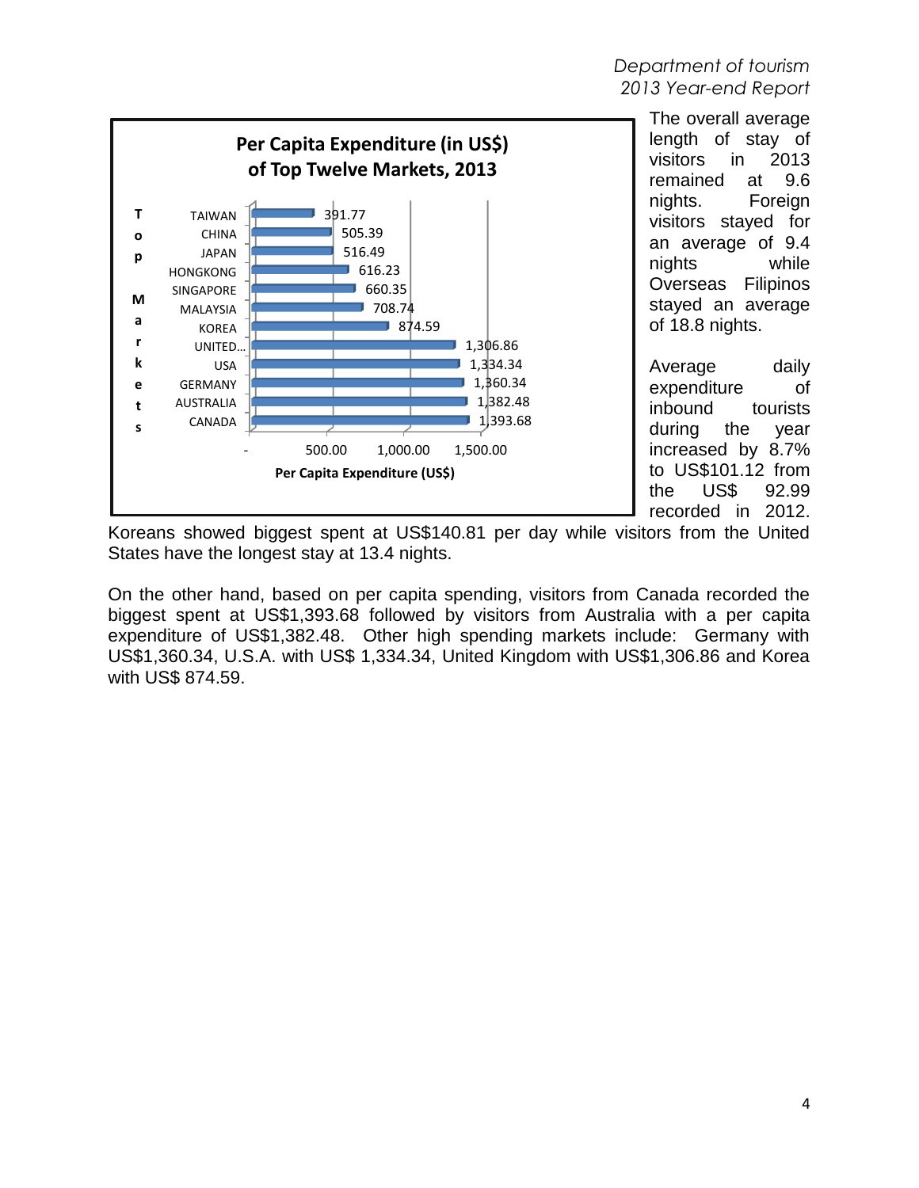**Per Capita Expenditure (in US$) of Top Twelve Markets, 2013**

| Top Markets | Per Capita Expenditure (US$) |
|---|---|
| TAIWAN | 391.77 |
| CHINA | 505.39 |
| JAPAN | 516.49 |
| HONGKONG | 616.23 |
| SINGAPORE | 660.35 |
| MALAYSIA | 708.74 |
| KOREA | 874.59 |
| UNITED… | 1,306.86 |
| USA | 1,334.34 |
| GERMANY | 1,360.34 |
| AUSTRALIA | 1,382.48 |
| CANADA | 1,393.68 |

The overall average length of stay of visitors in 2013 remained at 9.6 nights. Foreign visitors stayed for an average of 9.4 nights while Overseas Filipinos stayed an average of 18.8 nights.

Average daily expenditure of inbound tourists during the year increased by 8.7% to US$101.12 from the US$ 92.99 recorded in 2012. Koreans showed biggest spent at US$140.81 per day while visitors from the United States have the longest stay at 13.4 nights.

On the other hand, based on per capita spending, visitors from Canada recorded the biggest spent at US$1,393.68 followed by visitors from Australia with a per capita expenditure of US$1,382.48. Other high spending markets include: Germany with US$1,360.34, U.S.A. with US$ 1,334.34, United Kingdom with US$1,306.86 and Korea with US$ 874.59.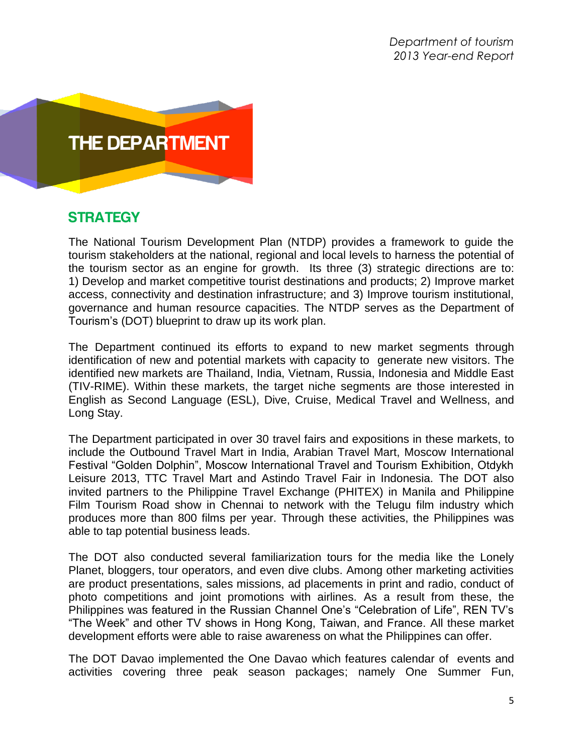# THE DEPARTMENT

## STRATEGY

The National Tourism Development Plan (NTDP) provides a framework to guide the tourism stakeholders at the national, regional and local levels to harness the potential of the tourism sector as an engine for growth. Its three (3) strategic directions are to: 1) Develop and market competitive tourist destinations and products; 2) Improve market access, connectivity and destination infrastructure; and 3) Improve tourism institutional, governance and human resource capacities. The NTDP serves as the Department of Tourism's (DOT) blueprint to draw up its work plan.

The Department continued its efforts to expand to new market segments through identification of new and potential markets with capacity to generate new visitors. The identified new markets are Thailand, India, Vietnam, Russia, Indonesia and Middle East (TIV-RIME). Within these markets, the target niche segments are those interested in English as Second Language (ESL), Dive, Cruise, Medical Travel and Wellness, and Long Stay.

The Department participated in over 30 travel fairs and expositions in these markets, to include the Outbound Travel Mart in India, Arabian Travel Mart, Moscow International Festival "Golden Dolphin", Moscow International Travel and Tourism Exhibition, Otdykh Leisure 2013, TTC Travel Mart and Astindo Travel Fair in Indonesia. The DOT also invited partners to the Philippine Travel Exchange (PHITEX) in Manila and Philippine Film Tourism Road show in Chennai to network with the Telugu film industry which produces more than 800 films per year. Through these activities, the Philippines was able to tap potential business leads.

The DOT also conducted several familiarization tours for the media like the Lonely Planet, bloggers, tour operators, and even dive clubs. Among other marketing activities are product presentations, sales missions, ad placements in print and radio, conduct of photo competitions and joint promotions with airlines. As a result from these, the Philippines was featured in the Russian Channel One's "Celebration of Life", REN TV's "The Week" and other TV shows in Hong Kong, Taiwan, and France. All these market development efforts were able to raise awareness on what the Philippines can offer.

The DOT Davao implemented the One Davao which features calendar of events and activities covering three peak season packages; namely One Summer Fun,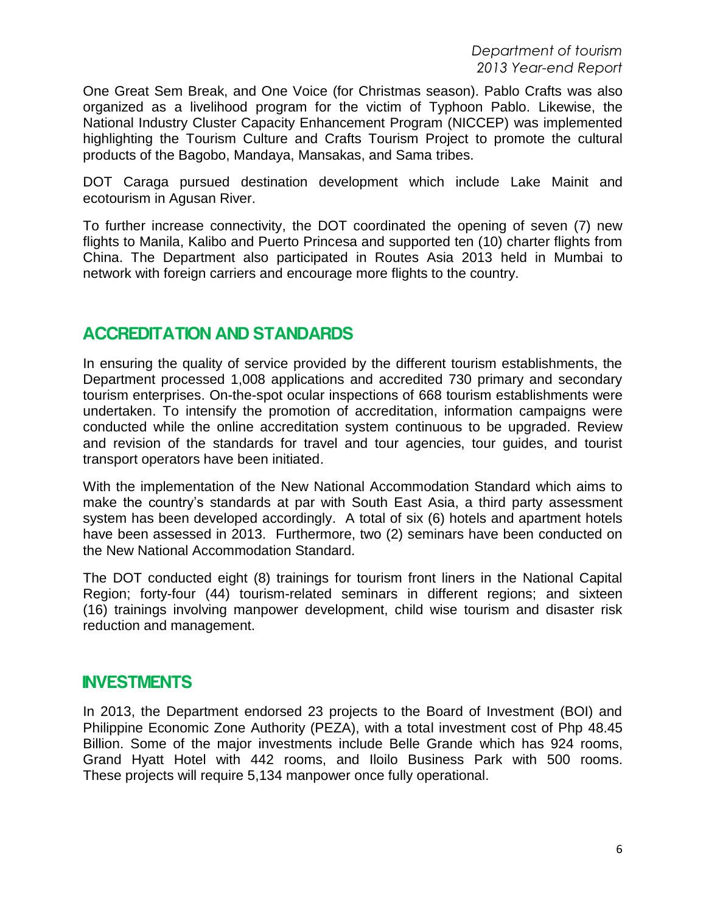One Great Sem Break, and One Voice (for Christmas season). Pablo Crafts was also organized as a livelihood program for the victim of Typhoon Pablo. Likewise, the National Industry Cluster Capacity Enhancement Program (NICCEP) was implemented highlighting the Tourism Culture and Crafts Tourism Project to promote the cultural products of the Bagobo, Mandaya, Mansakas, and Sama tribes.

DOT Caraga pursued destination development which include Lake Mainit and ecotourism in Agusan River.

To further increase connectivity, the DOT coordinated the opening of seven (7) new flights to Manila, Kalibo and Puerto Princesa and supported ten (10) charter flights from China. The Department also participated in Routes Asia 2013 held in Mumbai to network with foreign carriers and encourage more flights to the country.

## ACCREDITATION AND STANDARDS

In ensuring the quality of service provided by the different tourism establishments, the Department processed 1,008 applications and accredited 730 primary and secondary tourism enterprises. On-the-spot ocular inspections of 668 tourism establishments were undertaken. To intensify the promotion of accreditation, information campaigns were conducted while the online accreditation system continuous to be upgraded. Review and revision of the standards for travel and tour agencies, tour guides, and tourist transport operators have been initiated.

With the implementation of the New National Accommodation Standard which aims to make the country's standards at par with South East Asia, a third party assessment system has been developed accordingly. A total of six (6) hotels and apartment hotels have been assessed in 2013. Furthermore, two (2) seminars have been conducted on the New National Accommodation Standard.

The DOT conducted eight (8) trainings for tourism front liners in the National Capital Region; forty-four (44) tourism-related seminars in different regions; and sixteen (16) trainings involving manpower development, child wise tourism and disaster risk reduction and management.

## INVESTMENTS

In 2013, the Department endorsed 23 projects to the Board of Investment (BOI) and Philippine Economic Zone Authority (PEZA), with a total investment cost of Php 48.45 Billion. Some of the major investments include Belle Grande which has 924 rooms, Grand Hyatt Hotel with 442 rooms, and Iloilo Business Park with 500 rooms. These projects will require 5,134 manpower once fully operational.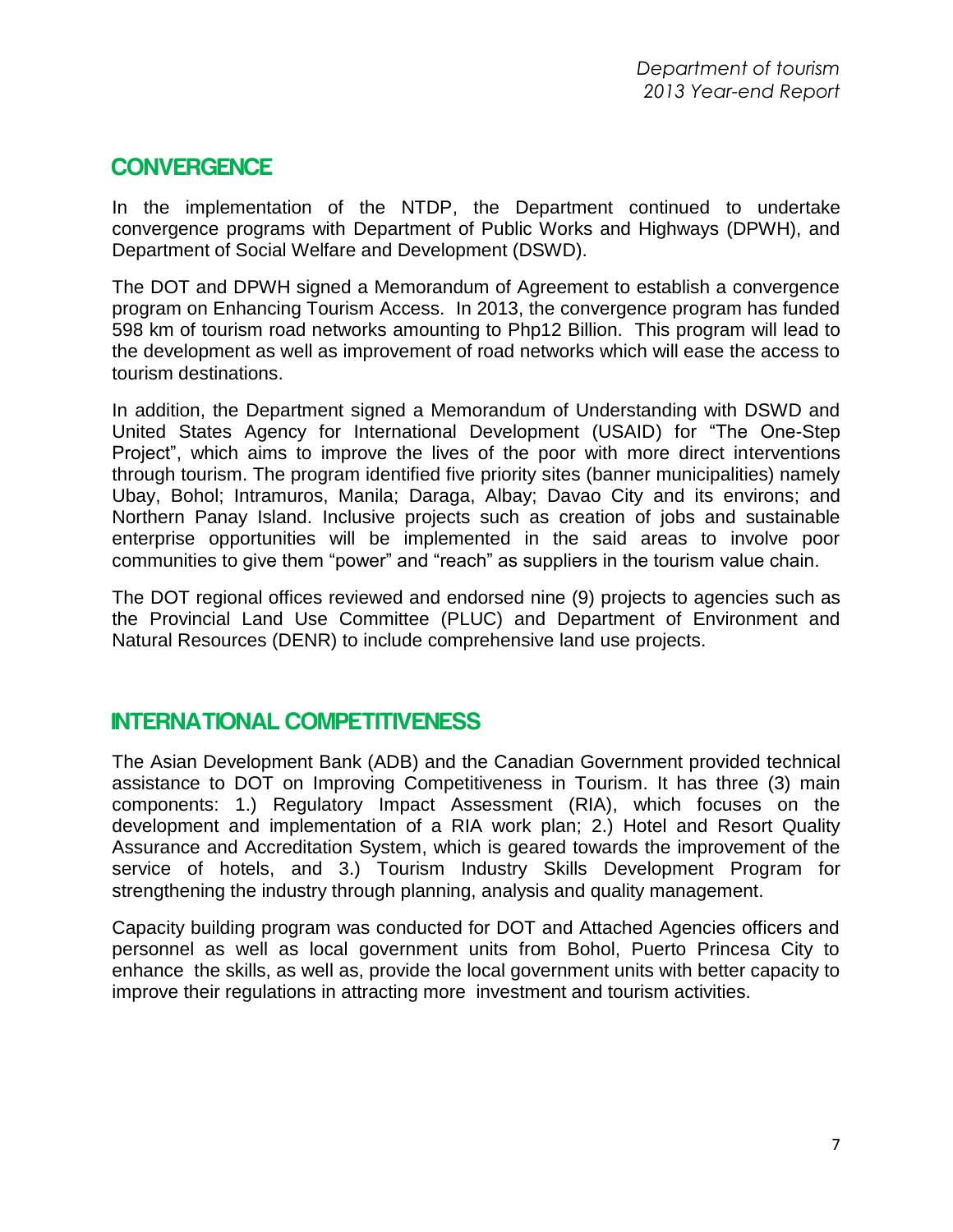## CONVERGENCE

In the implementation of the NTDP, the Department continued to undertake convergence programs with Department of Public Works and Highways (DPWH), and Department of Social Welfare and Development (DSWD).

The DOT and DPWH signed a Memorandum of Agreement to establish a convergence program on Enhancing Tourism Access. In 2013, the convergence program has funded 598 km of tourism road networks amounting to Php12 Billion. This program will lead to the development as well as improvement of road networks which will ease the access to tourism destinations.

In addition, the Department signed a Memorandum of Understanding with DSWD and United States Agency for International Development (USAID) for "The One-Step Project", which aims to improve the lives of the poor with more direct interventions through tourism. The program identified five priority sites (banner municipalities) namely Ubay, Bohol; Intramuros, Manila; Daraga, Albay; Davao City and its environs; and Northern Panay Island. Inclusive projects such as creation of jobs and sustainable enterprise opportunities will be implemented in the said areas to involve poor communities to give them "power" and "reach" as suppliers in the tourism value chain.

The DOT regional offices reviewed and endorsed nine (9) projects to agencies such as the Provincial Land Use Committee (PLUC) and Department of Environment and Natural Resources (DENR) to include comprehensive land use projects.

## INTERNATIONAL COMPETITIVENESS

The Asian Development Bank (ADB) and the Canadian Government provided technical assistance to DOT on Improving Competitiveness in Tourism. It has three (3) main components: 1.) Regulatory Impact Assessment (RIA), which focuses on the development and implementation of a RIA work plan; 2.) Hotel and Resort Quality Assurance and Accreditation System, which is geared towards the improvement of the service of hotels, and 3.) Tourism Industry Skills Development Program for strengthening the industry through planning, analysis and quality management.

Capacity building program was conducted for DOT and Attached Agencies officers and personnel as well as local government units from Bohol, Puerto Princesa City to enhance the skills, as well as, provide the local government units with better capacity to improve their regulations in attracting more investment and tourism activities.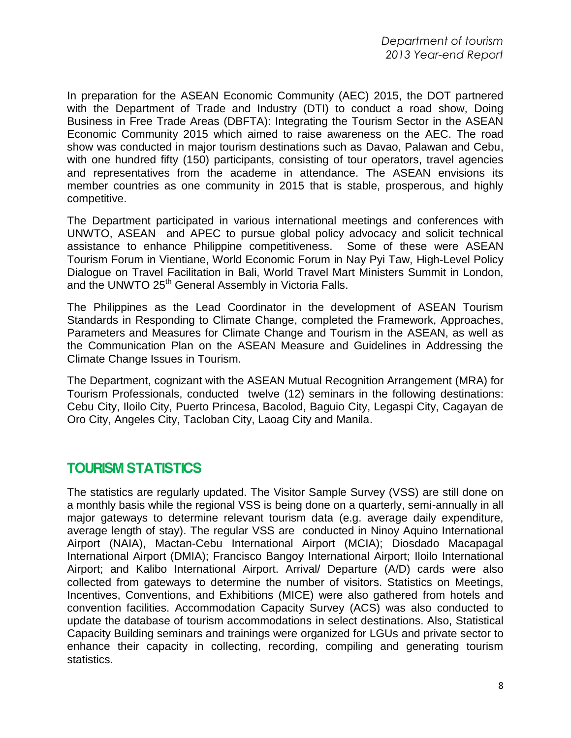In preparation for the ASEAN Economic Community (AEC) 2015, the DOT partnered with the Department of Trade and Industry (DTI) to conduct a road show, Doing Business in Free Trade Areas (DBFTA): Integrating the Tourism Sector in the ASEAN Economic Community 2015 which aimed to raise awareness on the AEC. The road show was conducted in major tourism destinations such as Davao, Palawan and Cebu, with one hundred fifty (150) participants, consisting of tour operators, travel agencies and representatives from the academe in attendance. The ASEAN envisions its member countries as one community in 2015 that is stable, prosperous, and highly competitive.

The Department participated in various international meetings and conferences with UNWTO, ASEAN and APEC to pursue global policy advocacy and solicit technical assistance to enhance Philippine competitiveness. Some of these were ASEAN Tourism Forum in Vientiane, World Economic Forum in Nay Pyi Taw, High-Level Policy Dialogue on Travel Facilitation in Bali, World Travel Mart Ministers Summit in London, and the UNWTO 25th General Assembly in Victoria Falls.

The Philippines as the Lead Coordinator in the development of ASEAN Tourism Standards in Responding to Climate Change, completed the Framework, Approaches, Parameters and Measures for Climate Change and Tourism in the ASEAN, as well as the Communication Plan on the ASEAN Measure and Guidelines in Addressing the Climate Change Issues in Tourism.

The Department, cognizant with the ASEAN Mutual Recognition Arrangement (MRA) for Tourism Professionals, conducted twelve (12) seminars in the following destinations: Cebu City, Iloilo City, Puerto Princesa, Bacolod, Baguio City, Legaspi City, Cagayan de Oro City, Angeles City, Tacloban City, Laoag City and Manila.

## TOURISM STATISTICS

The statistics are regularly updated. The Visitor Sample Survey (VSS) are still done on a monthly basis while the regional VSS is being done on a quarterly, semi-annually in all major gateways to determine relevant tourism data (e.g. average daily expenditure, average length of stay). The regular VSS are conducted in Ninoy Aquino International Airport (NAIA), Mactan-Cebu International Airport (MCIA); Diosdado Macapagal International Airport (DMIA); Francisco Bangoy International Airport; Iloilo International Airport; and Kalibo International Airport. Arrival/ Departure (A/D) cards were also collected from gateways to determine the number of visitors. Statistics on Meetings, Incentives, Conventions, and Exhibitions (MICE) were also gathered from hotels and convention facilities. Accommodation Capacity Survey (ACS) was also conducted to update the database of tourism accommodations in select destinations. Also, Statistical Capacity Building seminars and trainings were organized for LGUs and private sector to enhance their capacity in collecting, recording, compiling and generating tourism statistics.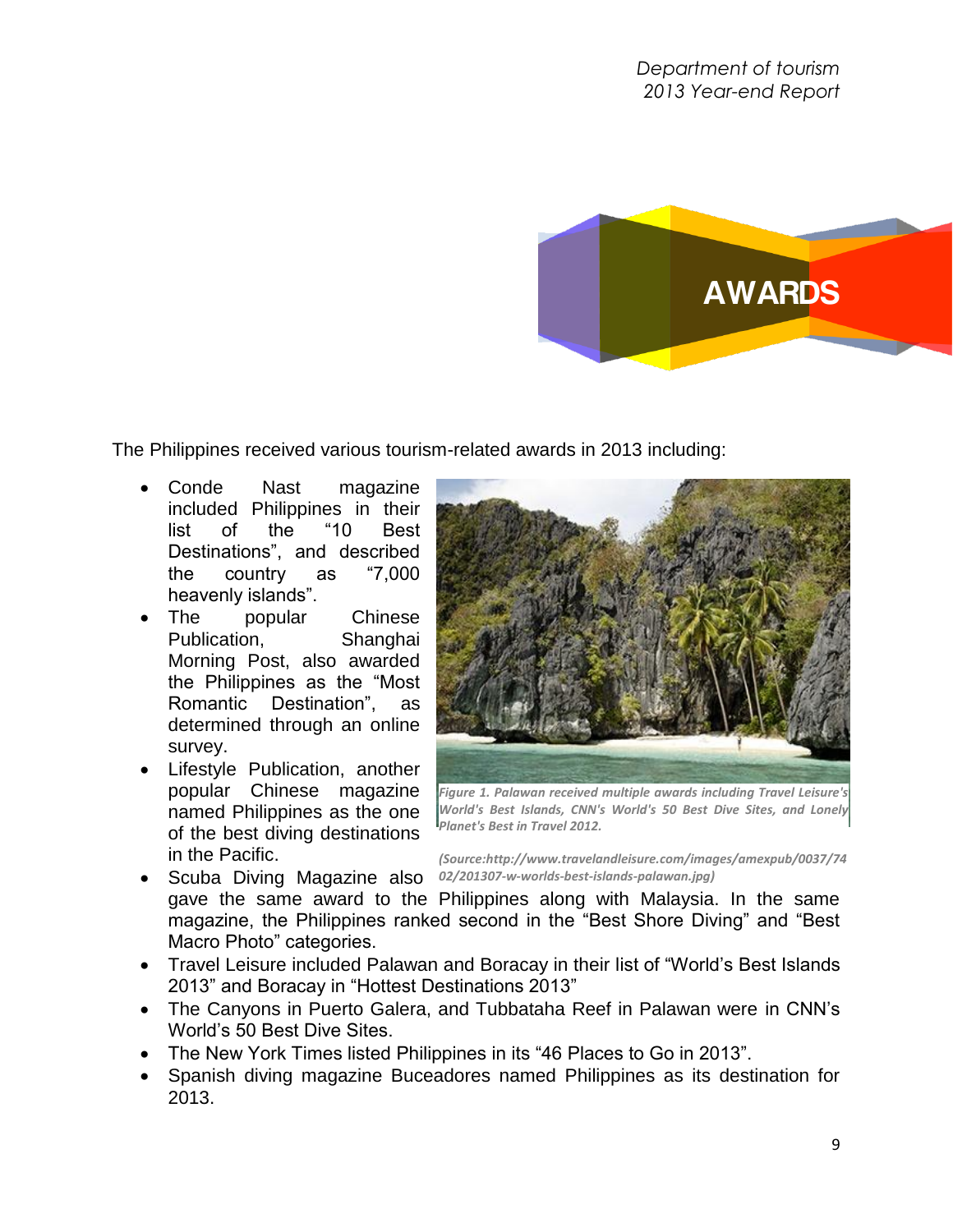# AWARDS

The Philippines received various tourism-related awards in 2013 including:

- Conde Nast magazine included Philippines in their list of the "10 Best Destinations", and described the country as "7,000 heavenly islands".
- The popular Chinese Publication, Shanghai Morning Post, also awarded the Philippines as the "Most Romantic Destination", as determined through an online survey.
- Lifestyle Publication, another popular Chinese magazine named Philippines as the one of the best diving destinations in the Pacific.
- Scuba Diving Magazine also gave the same award to the Philippines along with Malaysia. In the same magazine, the Philippines ranked second in the "Best Shore Diving" and "Best Macro Photo" categories.
- Travel Leisure included Palawan and Boracay in their list of "World's Best Islands 2013" and Boracay in "Hottest Destinations 2013"
- The Canyons in Puerto Galera, and Tubbataha Reef in Palawan were in CNN's World's 50 Best Dive Sites.
- The New York Times listed Philippines in its "46 Places to Go in 2013".
- Spanish diving magazine Buceadores named Philippines as its destination for 2013.

*Figure 1. Palawan received multiple awards including Travel Leisure's World's Best Islands, CNN's World's 50 Best Dive Sites, and Lonely Planet's Best in Travel 2012.*

*(Source:http://www.travelandleisure.com/images/amexpub/0037/74 02/201307-w-worlds-best-islands-palawan.jpg)*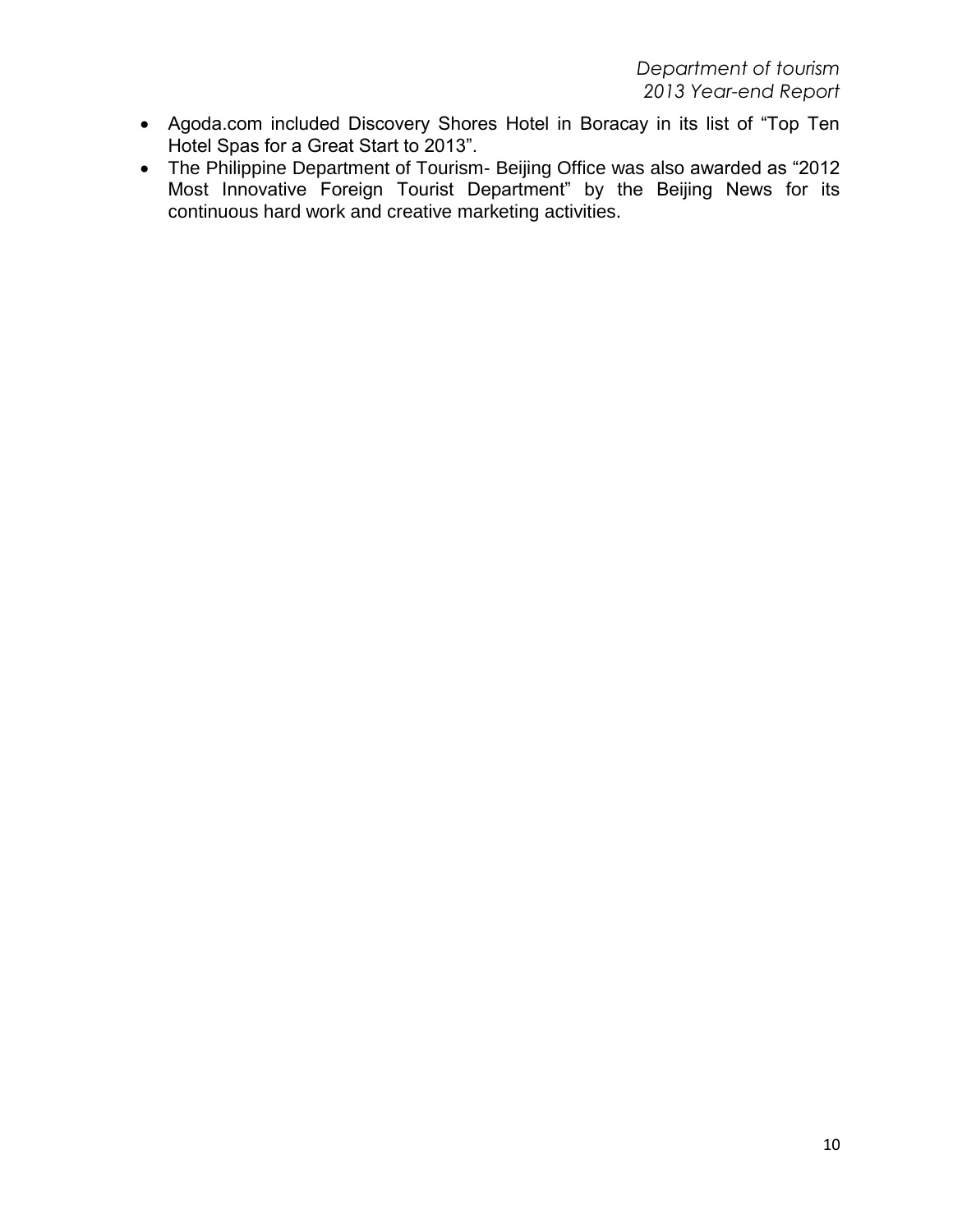- Agoda.com included Discovery Shores Hotel in Boracay in its list of "Top Ten Hotel Spas for a Great Start to 2013".
- The Philippine Department of Tourism- Beijing Office was also awarded as "2012 Most Innovative Foreign Tourist Department" by the Beijing News for its continuous hard work and creative marketing activities.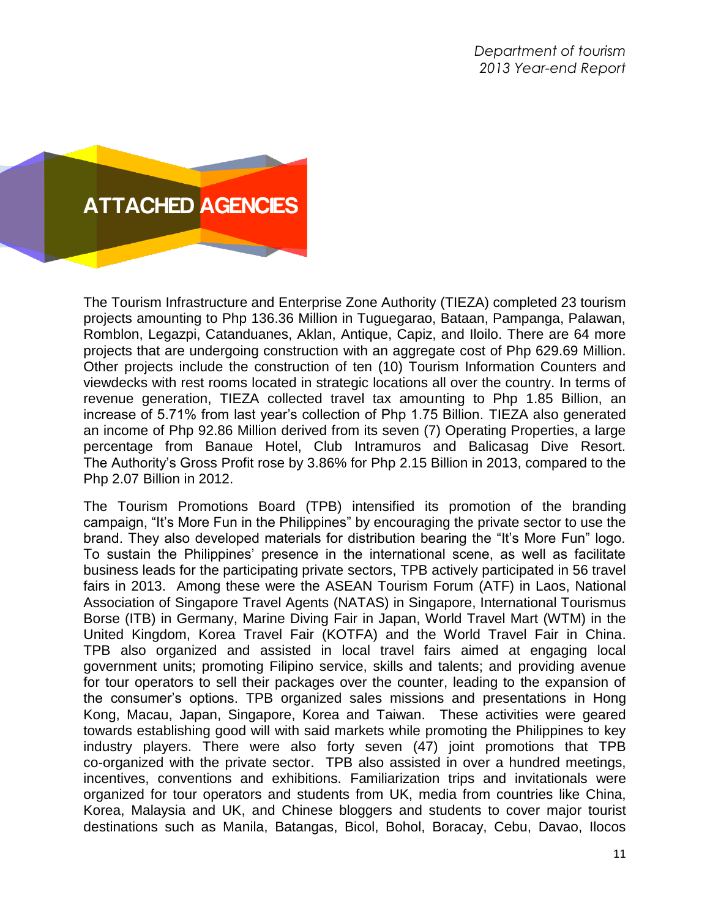# ATTACHED AGENCIES

The Tourism Infrastructure and Enterprise Zone Authority (TIEZA) completed 23 tourism projects amounting to Php 136.36 Million in Tuguegarao, Bataan, Pampanga, Palawan, Romblon, Legazpi, Catanduanes, Aklan, Antique, Capiz, and Iloilo. There are 64 more projects that are undergoing construction with an aggregate cost of Php 629.69 Million. Other projects include the construction of ten (10) Tourism Information Counters and viewdecks with rest rooms located in strategic locations all over the country. In terms of revenue generation, TIEZA collected travel tax amounting to Php 1.85 Billion, an increase of 5.71% from last year's collection of Php 1.75 Billion. TIEZA also generated an income of Php 92.86 Million derived from its seven (7) Operating Properties, a large percentage from Banaue Hotel, Club Intramuros and Balicasag Dive Resort. The Authority's Gross Profit rose by 3.86% for Php 2.15 Billion in 2013, compared to the Php 2.07 Billion in 2012.

The Tourism Promotions Board (TPB) intensified its promotion of the branding campaign, "It's More Fun in the Philippines" by encouraging the private sector to use the brand. They also developed materials for distribution bearing the "It's More Fun" logo. To sustain the Philippines' presence in the international scene, as well as facilitate business leads for the participating private sectors, TPB actively participated in 56 travel fairs in 2013. Among these were the ASEAN Tourism Forum (ATF) in Laos, National Association of Singapore Travel Agents (NATAS) in Singapore, International Tourismus Borse (ITB) in Germany, Marine Diving Fair in Japan, World Travel Mart (WTM) in the United Kingdom, Korea Travel Fair (KOTFA) and the World Travel Fair in China. TPB also organized and assisted in local travel fairs aimed at engaging local government units; promoting Filipino service, skills and talents; and providing avenue for tour operators to sell their packages over the counter, leading to the expansion of the consumer's options. TPB organized sales missions and presentations in Hong Kong, Macau, Japan, Singapore, Korea and Taiwan. These activities were geared towards establishing good will with said markets while promoting the Philippines to key industry players. There were also forty seven (47) joint promotions that TPB co-organized with the private sector. TPB also assisted in over a hundred meetings, incentives, conventions and exhibitions. Familiarization trips and invitationals were organized for tour operators and students from UK, media from countries like China, Korea, Malaysia and UK, and Chinese bloggers and students to cover major tourist destinations such as Manila, Batangas, Bicol, Bohol, Boracay, Cebu, Davao, Ilocos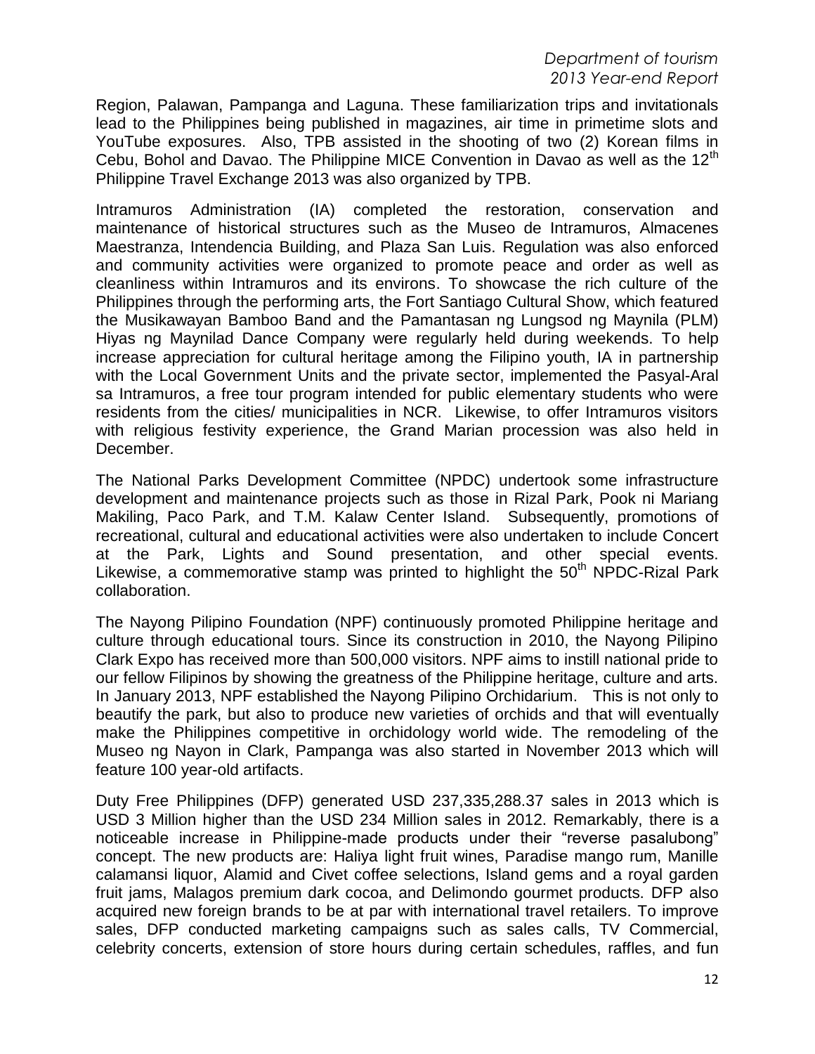Region, Palawan, Pampanga and Laguna. These familiarization trips and invitationals lead to the Philippines being published in magazines, air time in primetime slots and YouTube exposures. Also, TPB assisted in the shooting of two (2) Korean films in Cebu, Bohol and Davao. The Philippine MICE Convention in Davao as well as the 12th Philippine Travel Exchange 2013 was also organized by TPB.

Intramuros Administration (IA) completed the restoration, conservation and maintenance of historical structures such as the Museo de Intramuros, Almacenes Maestranza, Intendencia Building, and Plaza San Luis. Regulation was also enforced and community activities were organized to promote peace and order as well as cleanliness within Intramuros and its environs. To showcase the rich culture of the Philippines through the performing arts, the Fort Santiago Cultural Show, which featured the Musikawayan Bamboo Band and the Pamantasan ng Lungsod ng Maynila (PLM) Hiyas ng Maynilad Dance Company were regularly held during weekends. To help increase appreciation for cultural heritage among the Filipino youth, IA in partnership with the Local Government Units and the private sector, implemented the Pasyal-Aral sa Intramuros, a free tour program intended for public elementary students who were residents from the cities/ municipalities in NCR. Likewise, to offer Intramuros visitors with religious festivity experience, the Grand Marian procession was also held in December.

The National Parks Development Committee (NPDC) undertook some infrastructure development and maintenance projects such as those in Rizal Park, Pook ni Mariang Makiling, Paco Park, and T.M. Kalaw Center Island. Subsequently, promotions of recreational, cultural and educational activities were also undertaken to include Concert at the Park, Lights and Sound presentation, and other special events. Likewise, a commemorative stamp was printed to highlight the 50th NPDC-Rizal Park collaboration.

The Nayong Pilipino Foundation (NPF) continuously promoted Philippine heritage and culture through educational tours. Since its construction in 2010, the Nayong Pilipino Clark Expo has received more than 500,000 visitors. NPF aims to instill national pride to our fellow Filipinos by showing the greatness of the Philippine heritage, culture and arts. In January 2013, NPF established the Nayong Pilipino Orchidarium. This is not only to beautify the park, but also to produce new varieties of orchids and that will eventually make the Philippines competitive in orchidology world wide. The remodeling of the Museo ng Nayon in Clark, Pampanga was also started in November 2013 which will feature 100 year-old artifacts.

Duty Free Philippines (DFP) generated USD 237,335,288.37 sales in 2013 which is USD 3 Million higher than the USD 234 Million sales in 2012. Remarkably, there is a noticeable increase in Philippine-made products under their "reverse pasalubong" concept. The new products are: Haliya light fruit wines, Paradise mango rum, Manille calamansi liquor, Alamid and Civet coffee selections, Island gems and a royal garden fruit jams, Malagos premium dark cocoa, and Delimondo gourmet products. DFP also acquired new foreign brands to be at par with international travel retailers. To improve sales, DFP conducted marketing campaigns such as sales calls, TV Commercial, celebrity concerts, extension of store hours during certain schedules, raffles, and fun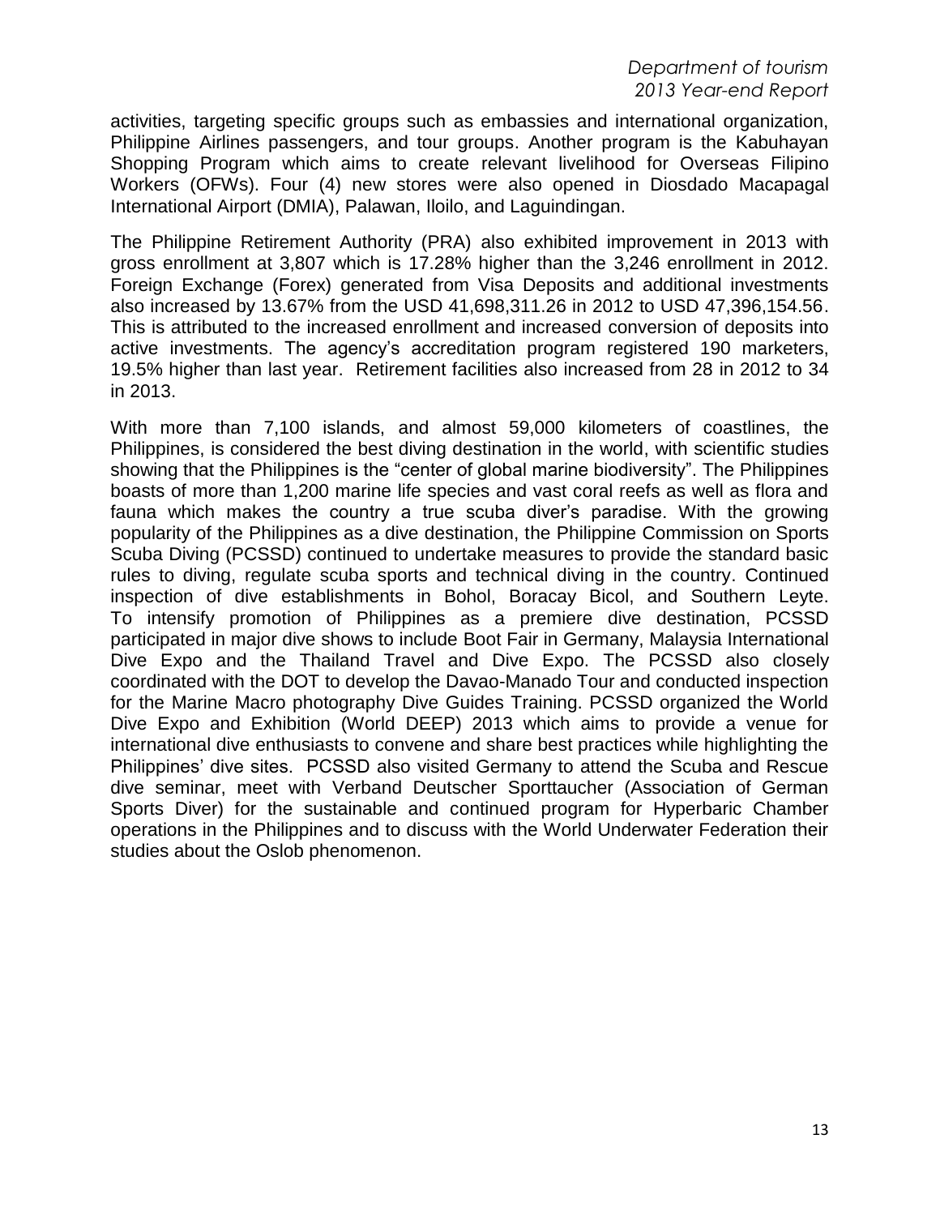activities, targeting specific groups such as embassies and international organization, Philippine Airlines passengers, and tour groups. Another program is the Kabuhayan Shopping Program which aims to create relevant livelihood for Overseas Filipino Workers (OFWs). Four (4) new stores were also opened in Diosdado Macapagal International Airport (DMIA), Palawan, Iloilo, and Laguindingan.

The Philippine Retirement Authority (PRA) also exhibited improvement in 2013 with gross enrollment at 3,807 which is 17.28% higher than the 3,246 enrollment in 2012. Foreign Exchange (Forex) generated from Visa Deposits and additional investments also increased by 13.67% from the USD 41,698,311.26 in 2012 to USD 47,396,154.56. This is attributed to the increased enrollment and increased conversion of deposits into active investments. The agency's accreditation program registered 190 marketers, 19.5% higher than last year. Retirement facilities also increased from 28 in 2012 to 34 in 2013.

With more than 7,100 islands, and almost 59,000 kilometers of coastlines, the Philippines, is considered the best diving destination in the world, with scientific studies showing that the Philippines is the "center of global marine biodiversity". The Philippines boasts of more than 1,200 marine life species and vast coral reefs as well as flora and fauna which makes the country a true scuba diver's paradise. With the growing popularity of the Philippines as a dive destination, the Philippine Commission on Sports Scuba Diving (PCSSD) continued to undertake measures to provide the standard basic rules to diving, regulate scuba sports and technical diving in the country. Continued inspection of dive establishments in Bohol, Boracay Bicol, and Southern Leyte. To intensify promotion of Philippines as a premiere dive destination, PCSSD participated in major dive shows to include Boot Fair in Germany, Malaysia International Dive Expo and the Thailand Travel and Dive Expo. The PCSSD also closely coordinated with the DOT to develop the Davao-Manado Tour and conducted inspection for the Marine Macro photography Dive Guides Training. PCSSD organized the World Dive Expo and Exhibition (World DEEP) 2013 which aims to provide a venue for international dive enthusiasts to convene and share best practices while highlighting the Philippines' dive sites. PCSSD also visited Germany to attend the Scuba and Rescue dive seminar, meet with Verband Deutscher Sporttaucher (Association of German Sports Diver) for the sustainable and continued program for Hyperbaric Chamber operations in the Philippines and to discuss with the World Underwater Federation their studies about the Oslob phenomenon.